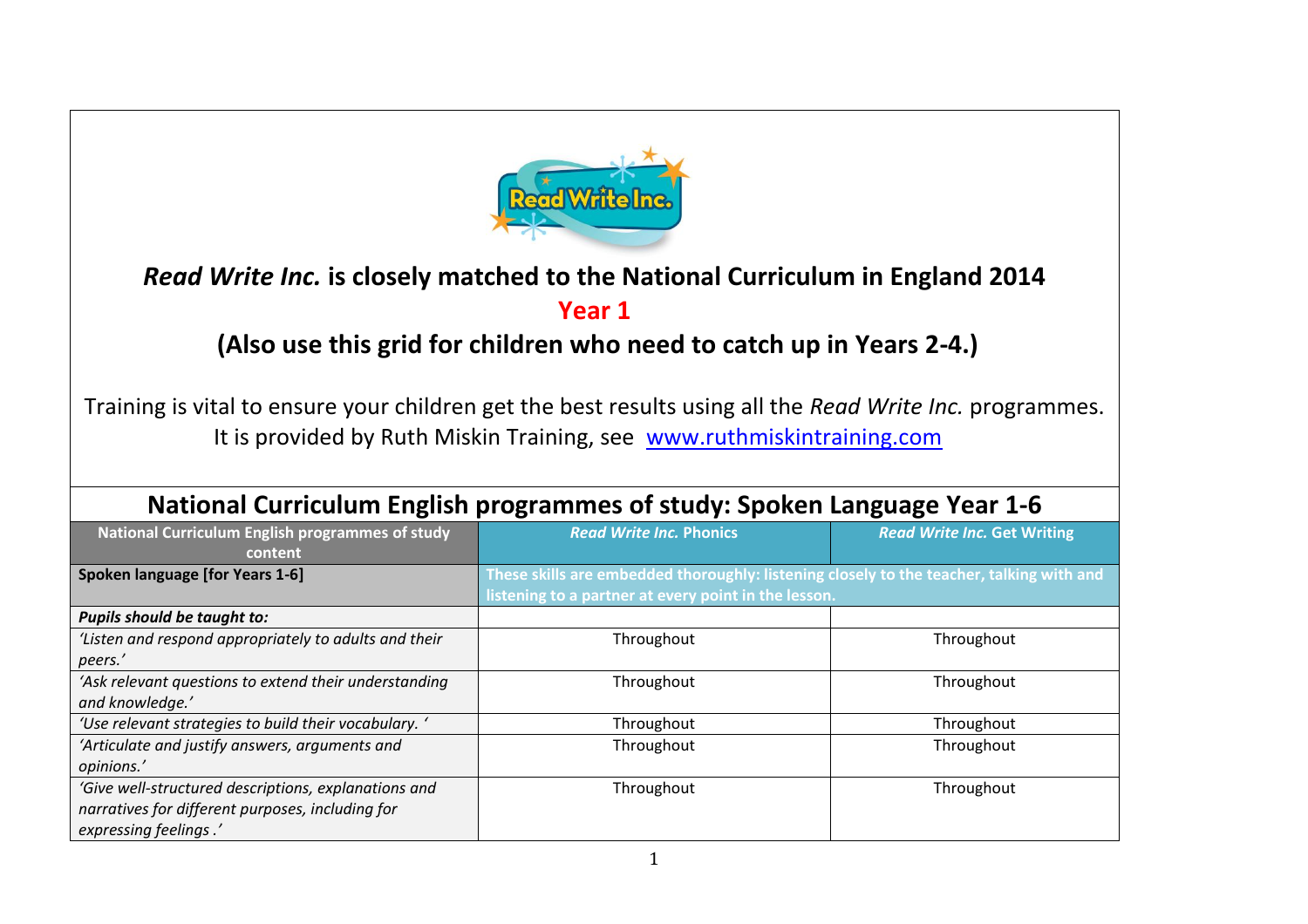# *Read Write Inc.* is closely matched to the National Curriculum in England 2014

## Year 1

## (Also use this grid for children who need to catch up in Years 2-4.)

Training is vital to ensure your children get the best results using all the *Read Write Inc.* programmes. It is provided by Ruth Miskin Training, see [www.ruthmiskintraining.com](http://www.ruthmiskintraining.com)

## National Curriculum English programmes of study: Spoken Language Year 1-6

| National Curriculum English programmes of study content | ***Read Write Inc.*** **Phonics** | ***Read Write Inc.*** **Get Writing** |
|---|---|---|
| **Spoken language [for Years 1-6]** | **These skills are embedded thoroughly: listening closely to the teacher, talking with and listening to a partner at every point in the lesson.** | |
| ***Pupils should be taught to:*** | | |
| *'Listen and respond appropriately to adults and their peers.'* | Throughout | Throughout |
| *'Ask relevant questions to extend their understanding and knowledge.'* | Throughout | Throughout |
| *'Use relevant strategies to build their vocabulary. '* | Throughout | Throughout |
| *'Articulate and justify answers, arguments and opinions.'* | Throughout | Throughout |
| *'Give well-structured descriptions, explanations and narratives for different purposes, including for expressing feelings .'* | Throughout | Throughout |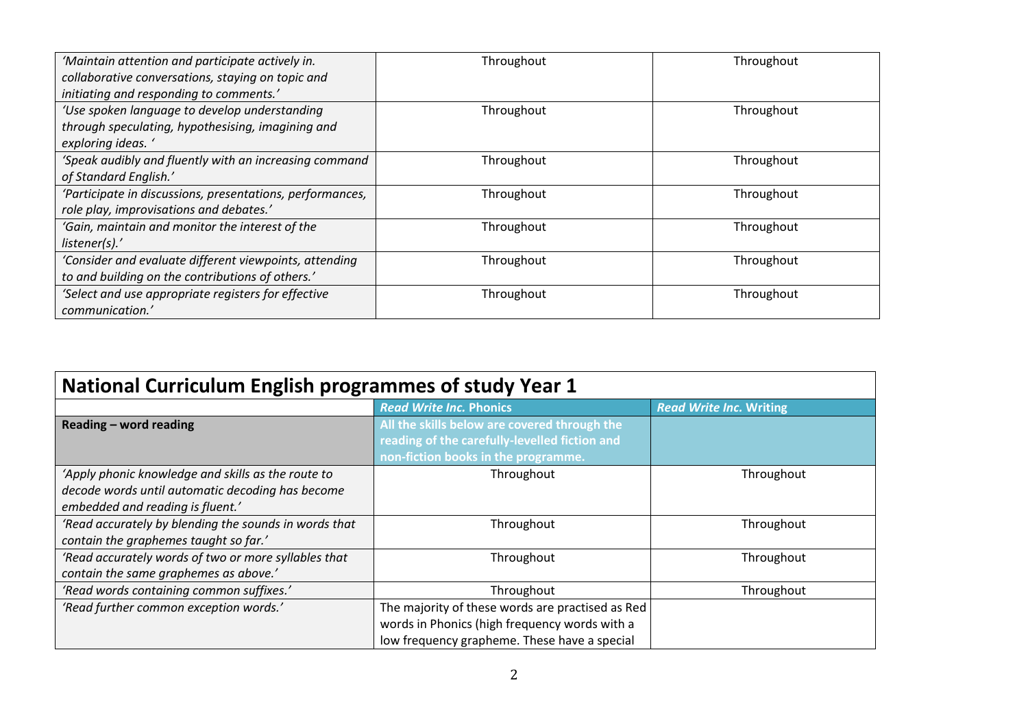| | | |
|---|---|---|
| *'Maintain attention and participate actively in. collaborative conversations, staying on topic and initiating and responding to comments.'* | Throughout | Throughout |
| *'Use spoken language to develop understanding through speculating, hypothesising, imagining and exploring ideas. '* | Throughout | Throughout |
| *'Speak audibly and fluently with an increasing command of Standard English.'* | Throughout | Throughout |
| *'Participate in discussions, presentations, performances, role play, improvisations and debates.'* | Throughout | Throughout |
| *'Gain, maintain and monitor the interest of the listener(s).'* | Throughout | Throughout |
| *'Consider and evaluate different viewpoints, attending to and building on the contributions of others.'* | Throughout | Throughout |
| *'Select and use appropriate registers for effective communication.'* | Throughout | Throughout |

## National Curriculum English programmes of study Year 1

| | ***Read Write Inc.* Phonics** | ***Read Write Inc.* Writing** |
|---|---|---|
| **Reading – word reading** | **All the skills below are covered through the reading of the carefully-levelled fiction and non-fiction books in the programme.** | |
| *'Apply phonic knowledge and skills as the route to decode words until automatic decoding has become embedded and reading is fluent.'* | Throughout | Throughout |
| *'Read accurately by blending the sounds in words that contain the graphemes taught so far.'* | Throughout | Throughout |
| *'Read accurately words of two or more syllables that contain the same graphemes as above.'* | Throughout | Throughout |
| *'Read words containing common suffixes.'* | Throughout | Throughout |
| *'Read further common exception words.'* | The majority of these words are practised as Red words in Phonics (high frequency words with a low frequency grapheme. These have a special | |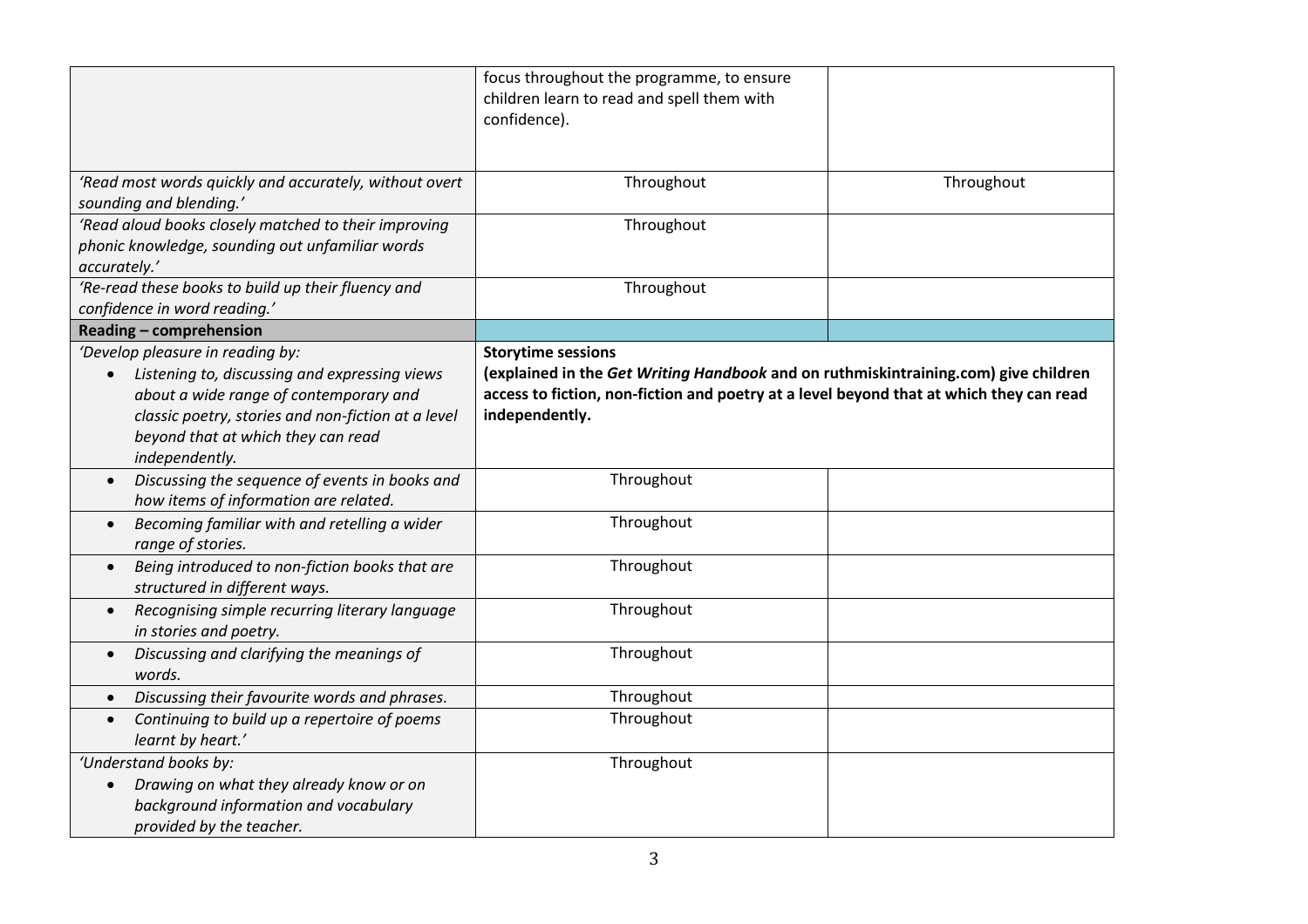| | | |
|---|---|---|
| | focus throughout the programme, to ensure children learn to read and spell them with confidence). | |
| *'Read most words quickly and accurately, without overt sounding and blending.'* | Throughout | Throughout |
| *'Read aloud books closely matched to their improving phonic knowledge, sounding out unfamiliar words accurately.'* | Throughout | |
| *'Re-read these books to build up their fluency and confidence in word reading.'* | Throughout | |
| **Reading – comprehension** | | |
| *'Develop pleasure in reading by:*<br>• *Listening to, discussing and expressing views about a wide range of contemporary and classic poetry, stories and non-fiction at a level beyond that at which they can read independently.* | **Storytime sessions**<br>**(explained in the *Get Writing Handbook* and on ruthmiskintraining.com) give children access to fiction, non-fiction and poetry at a level beyond that at which they can read independently.** | |
| • *Discussing the sequence of events in books and how items of information are related.* | Throughout | |
| • *Becoming familiar with and retelling a wider range of stories.* | Throughout | |
| • *Being introduced to non-fiction books that are structured in different ways.* | Throughout | |
| • *Recognising simple recurring literary language in stories and poetry.* | Throughout | |
| • *Discussing and clarifying the meanings of words.* | Throughout | |
| • *Discussing their favourite words and phrases.* | Throughout | |
| • *Continuing to build up a repertoire of poems learnt by heart.'* | Throughout | |
| *'Understand books by:*<br>• *Drawing on what they already know or on background information and vocabulary provided by the teacher.* | Throughout | |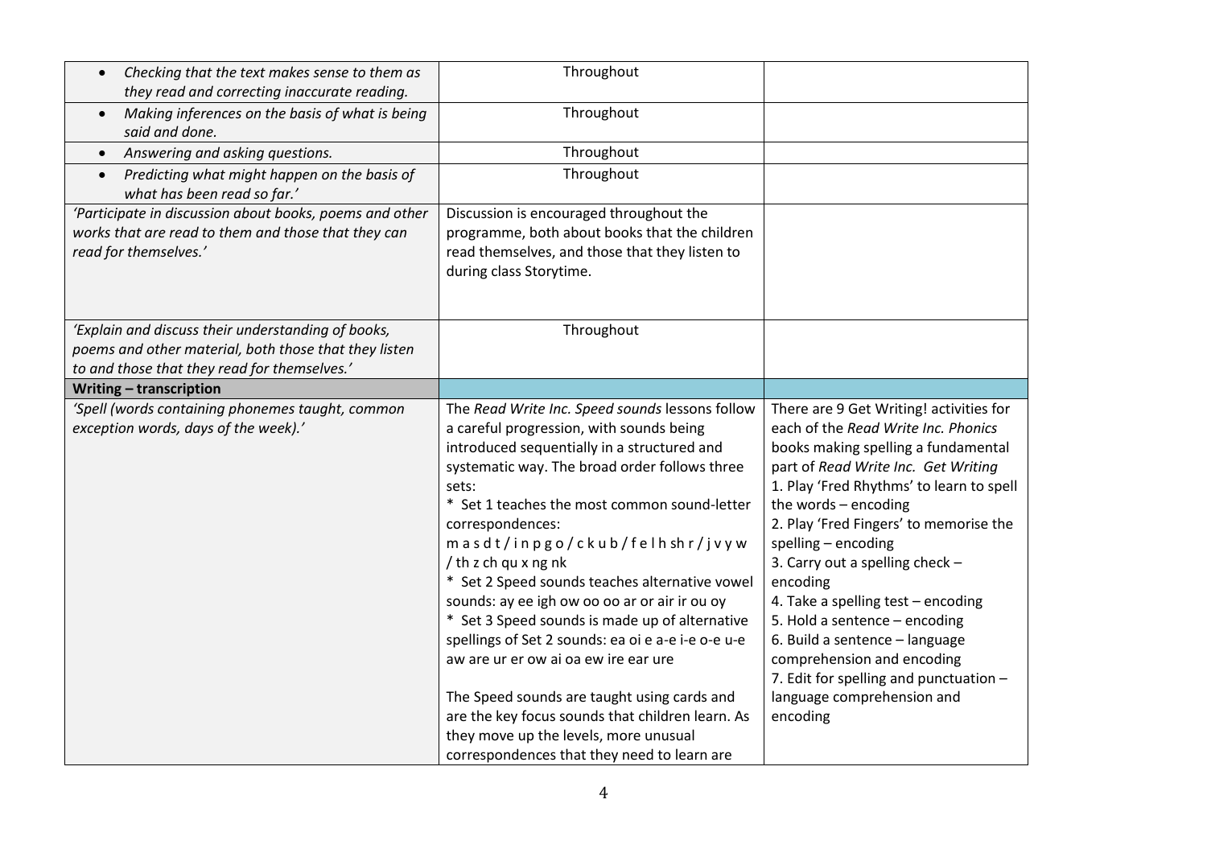| | | |
|---|---|---|
| • *Checking that the text makes sense to them as they read and correcting inaccurate reading.* | Throughout | |
| • *Making inferences on the basis of what is being said and done.* | Throughout | |
| • *Answering and asking questions.* | Throughout | |
| • *Predicting what might happen on the basis of what has been read so far.'* | Throughout | |
| *'Participate in discussion about books, poems and other works that are read to them and those that they can read for themselves.'* | Discussion is encouraged throughout the programme, both about books that the children read themselves, and those that they listen to during class Storytime. | |
| *'Explain and discuss their understanding of books, poems and other material, both those that they listen to and those that they read for themselves.'* | Throughout | |
| **Writing – transcription** | | |
| *'Spell (words containing phonemes taught, common exception words, days of the week).'* | The *Read Write Inc. Speed sounds* lessons follow a careful progression, with sounds being introduced sequentially in a structured and systematic way. The broad order follows three sets:<br>* Set 1 teaches the most common sound-letter correspondences:<br>m a s d t / i n p g o / c k u b / f e l h sh r / j v y w / th z ch qu x ng nk<br>* Set 2 Speed sounds teaches alternative vowel sounds: ay ee igh ow oo oo ar or air ir ou oy<br>* Set 3 Speed sounds is made up of alternative spellings of Set 2 sounds: ea oi e a-e i-e o-e u-e aw are ur er ow ai oa ew ire ear ure<br><br>The Speed sounds are taught using cards and are the key focus sounds that children learn. As they move up the levels, more unusual correspondences that they need to learn are | There are 9 Get Writing! activities for each of the *Read Write Inc. Phonics* books making spelling a fundamental part of *Read Write Inc. Get Writing*<br>1. Play 'Fred Rhythms' to learn to spell the words – encoding<br>2. Play 'Fred Fingers' to memorise the spelling – encoding<br>3. Carry out a spelling check – encoding<br>4. Take a spelling test – encoding<br>5. Hold a sentence – encoding<br>6. Build a sentence – language comprehension and encoding<br>7. Edit for spelling and punctuation – language comprehension and encoding |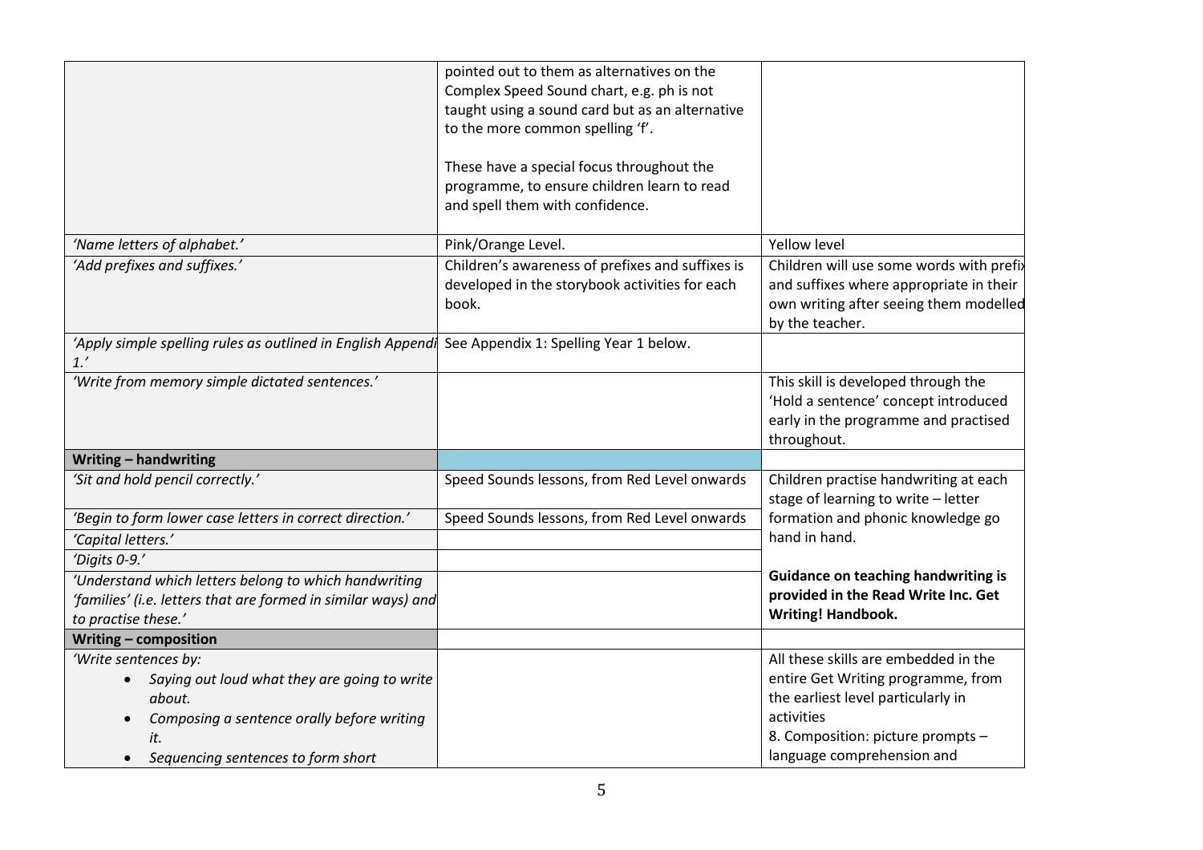| | | |
|---|---|---|
| | pointed out to them as alternatives on the Complex Speed Sound chart, e.g. ph is not taught using a sound card but as an alternative to the more common spelling 'f'.<br><br>These have a special focus throughout the programme, to ensure children learn to read and spell them with confidence. | |
| *'Name letters of alphabet.'* | Pink/Orange Level. | Yellow level |
| *'Add prefixes and suffixes.'* | Children's awareness of prefixes and suffixes is developed in the storybook activities for each book. | Children will use some words with prefix and suffixes where appropriate in their own writing after seeing them modelled by the teacher. |
| *'Apply simple spelling rules as outlined in English Appendix 1.'* | See Appendix 1: Spelling Year 1 below. | |
| *'Write from memory simple dictated sentences.'* | | This skill is developed through the 'Hold a sentence' concept introduced early in the programme and practised throughout. |
| **Writing – handwriting** | | |
| *'Sit and hold pencil correctly.'* | Speed Sounds lessons, from Red Level onwards | Children practise handwriting at each stage of learning to write – letter formation and phonic knowledge go hand in hand.<br><br>**Guidance on teaching handwriting is provided in the Read Write Inc. Get Writing! Handbook.** |
| *'Begin to form lower case letters in correct direction.'* | Speed Sounds lessons, from Red Level onwards | |
| *'Capital letters.'* | | |
| *'Digits 0-9.'* | | |
| *'Understand which letters belong to which handwriting 'families' (i.e. letters that are formed in similar ways) and to practise these.'* | | |
| **Writing – composition** | | |
| *'Write sentences by:*<br>• *Saying out loud what they are going to write about.*<br>• *Composing a sentence orally before writing it.*<br>• *Sequencing sentences to form short* | | All these skills are embedded in the entire Get Writing programme, from the earliest level particularly in activities<br>8. Composition: picture prompts – language comprehension and |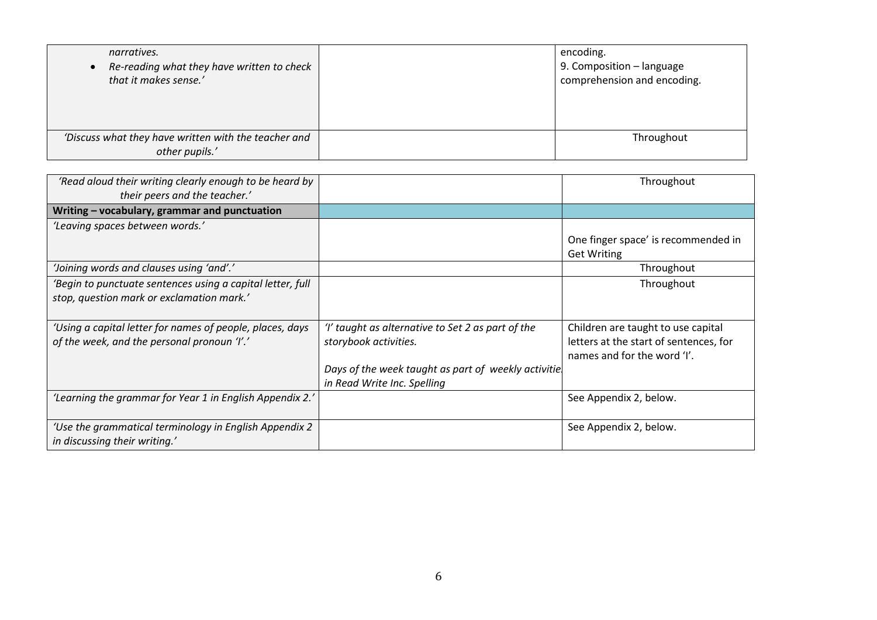| | | |
|---|---|---|
| *narratives.*<br>• *Re-reading what they have written to check that it makes sense.'* | | encoding.<br>9. Composition – language comprehension and encoding. |
| *'Discuss what they have written with the teacher and other pupils.'* | | Throughout |

| | | |
|---|---|---|
| *'Read aloud their writing clearly enough to be heard by their peers and the teacher.'* | | Throughout |
| **Writing – vocabulary, grammar and punctuation** | | |
| *'Leaving spaces between words.'* | | One finger space' is recommended in Get Writing |
| *'Joining words and clauses using 'and'.'* | | Throughout |
| *'Begin to punctuate sentences using a capital letter, full stop, question mark or exclamation mark.'* | | Throughout |
| *'Using a capital letter for names of people, places, days of the week, and the personal pronoun 'I'.'* | *'I' taught as alternative to Set 2 as part of the storybook activities.*<br><br>*Days of the week taught as part of weekly activitie in Read Write Inc. Spelling* | Children are taught to use capital letters at the start of sentences, for names and for the word 'I'. |
| *'Learning the grammar for Year 1 in English Appendix 2.'* | | See Appendix 2, below. |
| *'Use the grammatical terminology in English Appendix 2 in discussing their writing.'* | | See Appendix 2, below. |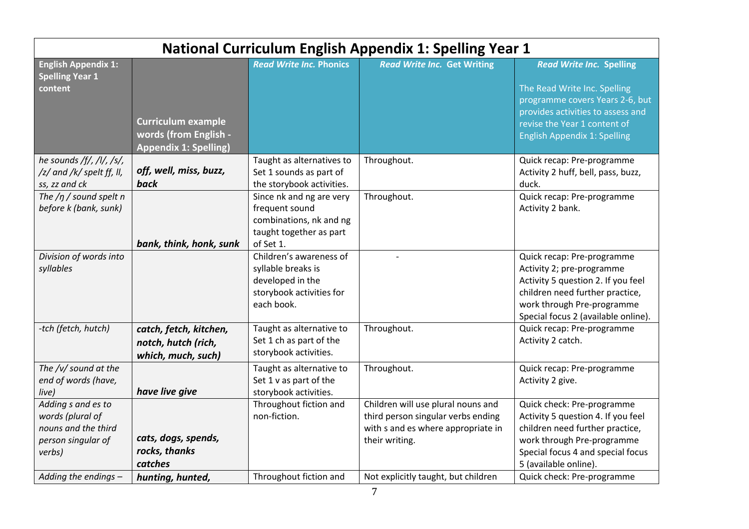# National Curriculum English Appendix 1: Spelling Year 1

| English Appendix 1: Spelling Year 1 content | Curriculum example words (from English - Appendix 1: Spelling) | *Read Write Inc.* Phonics | *Read Write Inc.* Get Writing | *Read Write Inc.* Spelling<br><br>The Read Write Inc. Spelling programme covers Years 2-6, but provides activities to assess and revise the Year 1 content of English Appendix 1: Spelling |
|---|---|---|---|---|
| *he sounds /f/, /l/, /s/, /z/ and /k/ spelt ff, ll, ss, zz and ck* | ***off, well, miss, buzz, back*** | Taught as alternatives to Set 1 sounds as part of the storybook activities. | Throughout. | Quick recap: Pre-programme Activity 2 huff, bell, pass, buzz, duck. |
| *The /ŋ / sound spelt n before k (bank, sunk)* | ***bank, think, honk, sunk*** | Since nk and ng are very frequent sound combinations, nk and ng taught together as part of Set 1. | Throughout. | Quick recap: Pre-programme Activity 2 bank. |
| *Division of words into syllables* | | Children's awareness of syllable breaks is developed in the storybook activities for each book. | - | Quick recap: Pre-programme Activity 2; pre-programme Activity 5 question 2. If you feel children need further practice, work through Pre-programme Special focus 2 (available online). |
| *-tch (fetch, hutch)* | ***catch, fetch, kitchen, notch, hutch (rich, which, much, such)*** | Taught as alternative to Set 1 ch as part of the storybook activities. | Throughout. | Quick recap: Pre-programme Activity 2 catch. |
| *The /v/ sound at the end of words (have, live)* | ***have live give*** | Taught as alternative to Set 1 v as part of the storybook activities. | Throughout. | Quick recap: Pre-programme Activity 2 give. |
| *Adding s and es to words (plural of nouns and the third person singular of verbs)* | ***cats, dogs, spends, rocks, thanks catches*** | Throughout fiction and non-fiction. | Children will use plural nouns and third person singular verbs ending with s and es where appropriate in their writing. | Quick check: Pre-programme Activity 5 question 4. If you feel children need further practice, work through Pre-programme Special focus 4 and special focus 5 (available online). |
| *Adding the endings –* | ***hunting, hunted,*** | Throughout fiction and | Not explicitly taught, but children | Quick check: Pre-programme |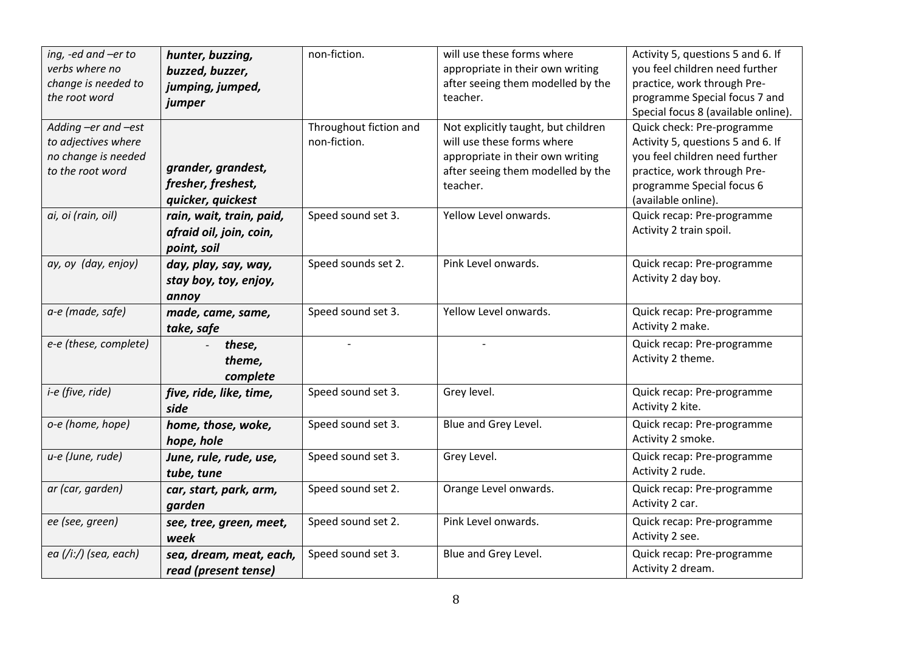| | | | | |
|---|---|---|---|---|
| *ing, -ed and –er to verbs where no change is needed to the root word* | ***hunter, buzzing, buzzed, buzzer, jumping, jumped, jumper*** | non-fiction. | will use these forms where appropriate in their own writing after seeing them modelled by the teacher. | Activity 5, questions 5 and 6. If you feel children need further practice, work through Pre-programme Special focus 7 and Special focus 8 (available online). |
| *Adding –er and –est to adjectives where no change is needed to the root word* | ***grander, grandest, fresher, freshest, quicker, quickest*** | Throughout fiction and non-fiction. | Not explicitly taught, but children will use these forms where appropriate in their own writing after seeing them modelled by the teacher. | Quick check: Pre-programme Activity 5, questions 5 and 6. If you feel children need further practice, work through Pre-programme Special focus 6 (available online). |
| *ai, oi (rain, oil)* | ***rain, wait, train, paid, afraid oil, join, coin, point, soil*** | Speed sound set 3. | Yellow Level onwards. | Quick recap: Pre-programme Activity 2 train spoil. |
| *ay, oy (day, enjoy)* | ***day, play, say, way, stay boy, toy, enjoy, annoy*** | Speed sounds set 2. | Pink Level onwards. | Quick recap: Pre-programme Activity 2 day boy. |
| *a-e (made, safe)* | ***made, came, same, take, safe*** | Speed sound set 3. | Yellow Level onwards. | Quick recap: Pre-programme Activity 2 make. |
| *e-e (these, complete)* | - ***these, theme, complete*** | - | - | Quick recap: Pre-programme Activity 2 theme. |
| *i-e (five, ride)* | ***five, ride, like, time, side*** | Speed sound set 3. | Grey level. | Quick recap: Pre-programme Activity 2 kite. |
| *o-e (home, hope)* | ***home, those, woke, hope, hole*** | Speed sound set 3. | Blue and Grey Level. | Quick recap: Pre-programme Activity 2 smoke. |
| *u-e (June, rude)* | ***June, rule, rude, use, tube, tune*** | Speed sound set 3. | Grey Level. | Quick recap: Pre-programme Activity 2 rude. |
| *ar (car, garden)* | ***car, start, park, arm, garden*** | Speed sound set 2. | Orange Level onwards. | Quick recap: Pre-programme Activity 2 car. |
| *ee (see, green)* | ***see, tree, green, meet, week*** | Speed sound set 2. | Pink Level onwards. | Quick recap: Pre-programme Activity 2 see. |
| *ea (/i:/) (sea, each)* | ***sea, dream, meat, each, read (present tense)*** | Speed sound set 3. | Blue and Grey Level. | Quick recap: Pre-programme Activity 2 dream. |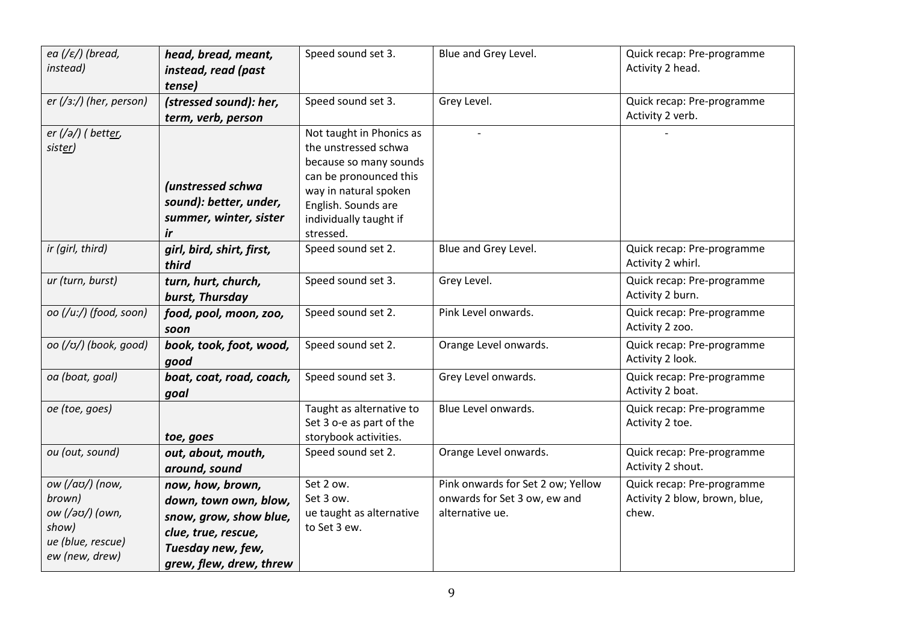| *ea (/ɛ/) (bread, instead)* | ***head, bread, meant, instead, read (past tense)*** | Speed sound set 3. | Blue and Grey Level. | Quick recap: Pre-programme Activity 2 head. |
|---|---|---|---|---|
| *er (/ɜː/) (her, person)* | ***(stressed sound): her, term, verb, person*** | Speed sound set 3. | Grey Level. | Quick recap: Pre-programme Activity 2 verb. |
| *er (/ə/) ( bett<u>er</u>, sist<u>er</u>)* | ***(unstressed schwa sound): better, under, summer, winter, sister ir*** | Not taught in Phonics as the unstressed schwa because so many sounds can be pronounced this way in natural spoken English. Sounds are individually taught if stressed. | - | - |
| *ir (girl, third)* | ***girl, bird, shirt, first, third*** | Speed sound set 2. | Blue and Grey Level. | Quick recap: Pre-programme Activity 2 whirl. |
| *ur (turn, burst)* | ***turn, hurt, church, burst, Thursday*** | Speed sound set 3. | Grey Level. | Quick recap: Pre-programme Activity 2 burn. |
| *oo (/uː/) (food, soon)* | ***food, pool, moon, zoo, soon*** | Speed sound set 2. | Pink Level onwards. | Quick recap: Pre-programme Activity 2 zoo. |
| *oo (/ʊ/) (book, good)* | ***book, took, foot, wood, good*** | Speed sound set 2. | Orange Level onwards. | Quick recap: Pre-programme Activity 2 look. |
| *oa (boat, goal)* | ***boat, coat, road, coach, goal*** | Speed sound set 3. | Grey Level onwards. | Quick recap: Pre-programme Activity 2 boat. |
| *oe (toe, goes)* | ***toe, goes*** | Taught as alternative to Set 3 o-e as part of the storybook activities. | Blue Level onwards. | Quick recap: Pre-programme Activity 2 toe. |
| *ou (out, sound)* | ***out, about, mouth, around, sound*** | Speed sound set 2. | Orange Level onwards. | Quick recap: Pre-programme Activity 2 shout. |
| *ow (/aʊ/) (now, brown)*<br>*ow (/əʊ/) (own, show)*<br>*ue (blue, rescue)*<br>*ew (new, drew)* | ***now, how, brown, down, town own, blow, snow, grow, show blue, clue, true, rescue, Tuesday new, few, grew, flew, drew, threw*** | Set 2 ow.<br>Set 3 ow.<br>ue taught as alternative to Set 3 ew. | Pink onwards for Set 2 ow; Yellow onwards for Set 3 ow, ew and alternative ue. | Quick recap: Pre-programme Activity 2 blow, brown, blue, chew. |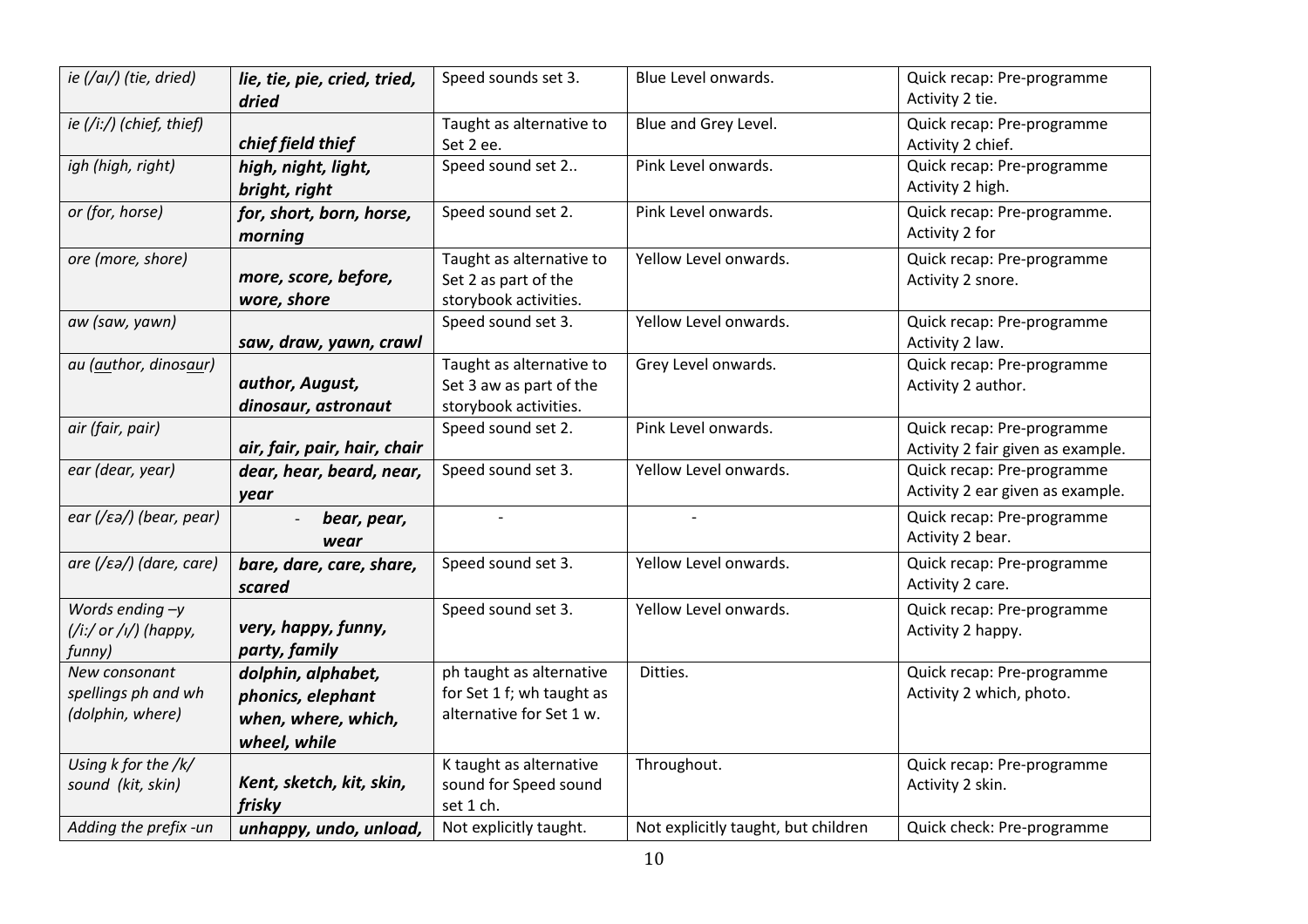| *ie (/aɪ/) (tie, dried)* | ***lie, tie, pie, cried, tried, dried*** | Speed sounds set 3. | Blue Level onwards. | Quick recap: Pre-programme Activity 2 tie. |
|---|---|---|---|---|
| *ie (/iː/) (chief, thief)* | ***chief field thief*** | Taught as alternative to Set 2 ee. | Blue and Grey Level. | Quick recap: Pre-programme Activity 2 chief. |
| *igh (high, right)* | ***high, night, light, bright, right*** | Speed sound set 2.. | Pink Level onwards. | Quick recap: Pre-programme Activity 2 high. |
| *or (for, horse)* | ***for, short, born, horse, morning*** | Speed sound set 2. | Pink Level onwards. | Quick recap: Pre-programme. Activity 2 for |
| *ore (more, shore)* | ***more, score, before, wore, shore*** | Taught as alternative to Set 2 as part of the storybook activities. | Yellow Level onwards. | Quick recap: Pre-programme Activity 2 snore. |
| *aw (saw, yawn)* | ***saw, draw, yawn, crawl*** | Speed sound set 3. | Yellow Level onwards. | Quick recap: Pre-programme Activity 2 law. |
| *au (<u>au</u>thor, dinos<u>au</u>r)* | ***author, August, dinosaur, astronaut*** | Taught as alternative to Set 3 aw as part of the storybook activities. | Grey Level onwards. | Quick recap: Pre-programme Activity 2 author. |
| *air (fair, pair)* | ***air, fair, pair, hair, chair*** | Speed sound set 2. | Pink Level onwards. | Quick recap: Pre-programme Activity 2 fair given as example. |
| *ear (dear, year)* | ***dear, hear, beard, near, year*** | Speed sound set 3. | Yellow Level onwards. | Quick recap: Pre-programme Activity 2 ear given as example. |
| *ear (/ɛə/) (bear, pear)* | - ***bear, pear, wear*** | - | - | Quick recap: Pre-programme Activity 2 bear. |
| *are (/ɛə/) (dare, care)* | ***bare, dare, care, share, scared*** | Speed sound set 3. | Yellow Level onwards. | Quick recap: Pre-programme Activity 2 care. |
| *Words ending –y (/iː/ or /ɪ/) (happy, funny)* | ***very, happy, funny, party, family*** | Speed sound set 3. | Yellow Level onwards. | Quick recap: Pre-programme Activity 2 happy. |
| *New consonant spellings ph and wh (dolphin, where)* | ***dolphin, alphabet, phonics, elephant when, where, which, wheel, while*** | ph taught as alternative for Set 1 f; wh taught as alternative for Set 1 w. | Ditties. | Quick recap: Pre-programme Activity 2 which, photo. |
| *Using k for the /k/ sound (kit, skin)* | ***Kent, sketch, kit, skin, frisky*** | K taught as alternative sound for Speed sound set 1 ch. | Throughout. | Quick recap: Pre-programme Activity 2 skin. |
| *Adding the prefix -un* | ***unhappy, undo, unload,*** | Not explicitly taught. | Not explicitly taught, but children | Quick check: Pre-programme |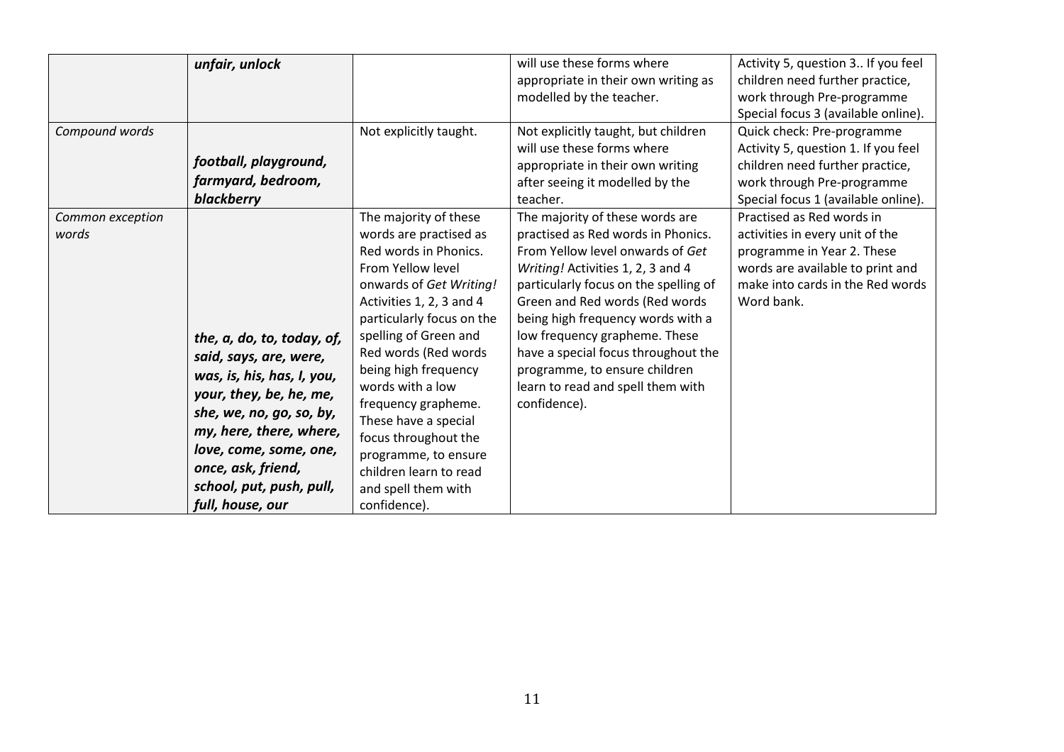| | | | | |
|---|---|---|---|---|
| | ***unfair, unlock*** | | will use these forms where appropriate in their own writing as modelled by the teacher. | Activity 5, question 3.. If you feel children need further practice, work through Pre-programme Special focus 3 (available online). |
| *Compound words* | ***football, playground, farmyard, bedroom, blackberry*** | Not explicitly taught. | Not explicitly taught, but children will use these forms where appropriate in their own writing after seeing it modelled by the teacher. | Quick check: Pre-programme Activity 5, question 1. If you feel children need further practice, work through Pre-programme Special focus 1 (available online). |
| *Common exception words* | ***the, a, do, to, today, of, said, says, are, were, was, is, his, has, I, you, your, they, be, he, me, she, we, no, go, so, by, my, here, there, where, love, come, some, one, once, ask, friend, school, put, push, pull, full, house, our*** | The majority of these words are practised as Red words in Phonics. From Yellow level onwards of *Get Writing!* Activities 1, 2, 3 and 4 particularly focus on the spelling of Green and Red words (Red words being high frequency words with a low frequency grapheme. These have a special focus throughout the programme, to ensure children learn to read and spell them with confidence). | The majority of these words are practised as Red words in Phonics. From Yellow level onwards of *Get Writing!* Activities 1, 2, 3 and 4 particularly focus on the spelling of Green and Red words (Red words being high frequency words with a low frequency grapheme. These have a special focus throughout the programme, to ensure children learn to read and spell them with confidence). | Practised as Red words in activities in every unit of the programme in Year 2. These words are available to print and make into cards in the Red words Word bank. |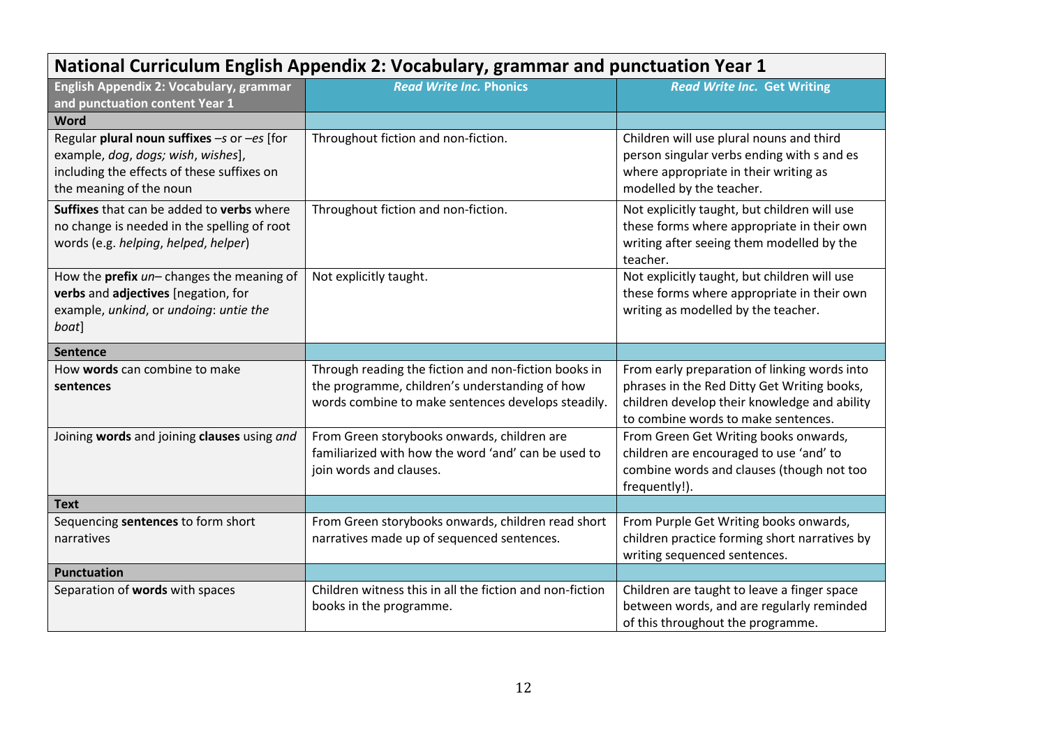# National Curriculum English Appendix 2: Vocabulary, grammar and punctuation Year 1

| English Appendix 2: Vocabulary, grammar and punctuation content Year 1 | *Read Write Inc.* Phonics | *Read Write Inc.* Get Writing |
|---|---|---|
| **Word** | | |
| Regular **plural noun suffixes** –*s* or –*es* [for example, *dog*, *dogs; wish*, *wishes*], including the effects of these suffixes on the meaning of the noun | Throughout fiction and non-fiction. | Children will use plural nouns and third person singular verbs ending with s and es where appropriate in their writing as modelled by the teacher. |
| **Suffixes** that can be added to **verbs** where no change is needed in the spelling of root words (e.g. *helping*, *helped*, *helper*) | Throughout fiction and non-fiction. | Not explicitly taught, but children will use these forms where appropriate in their own writing after seeing them modelled by the teacher. |
| How the **prefix** *un*– changes the meaning of **verbs** and **adjectives** [negation, for example, *unkind*, or *undoing*: *untie the boat*] | Not explicitly taught. | Not explicitly taught, but children will use these forms where appropriate in their own writing as modelled by the teacher. |
| **Sentence** | | |
| How **words** can combine to make **sentences** | Through reading the fiction and non-fiction books in the programme, children's understanding of how words combine to make sentences develops steadily. | From early preparation of linking words into phrases in the Red Ditty Get Writing books, children develop their knowledge and ability to combine words to make sentences. |
| Joining **words** and joining **clauses** using *and* | From Green storybooks onwards, children are familiarized with how the word 'and' can be used to join words and clauses. | From Green Get Writing books onwards, children are encouraged to use 'and' to combine words and clauses (though not too frequently!). |
| **Text** | | |
| Sequencing **sentences** to form short narratives | From Green storybooks onwards, children read short narratives made up of sequenced sentences. | From Purple Get Writing books onwards, children practice forming short narratives by writing sequenced sentences. |
| **Punctuation** | | |
| Separation of **words** with spaces | Children witness this in all the fiction and non-fiction books in the programme. | Children are taught to leave a finger space between words, and are regularly reminded of this throughout the programme. |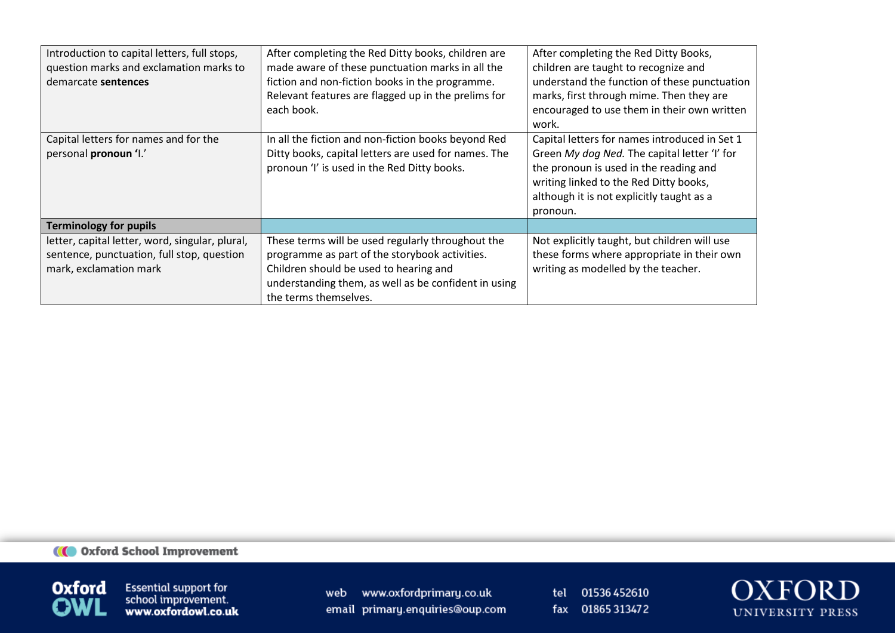| | | |
|---|---|---|
| Introduction to capital letters, full stops, question marks and exclamation marks to demarcate **sentences** | After completing the Red Ditty books, children are made aware of these punctuation marks in all the fiction and non-fiction books in the programme. Relevant features are flagged up in the prelims for each book. | After completing the Red Ditty Books, children are taught to recognize and understand the function of these punctuation marks, first through mime. Then they are encouraged to use them in their own written work. |
| Capital letters for names and for the personal **pronoun** **'**I.' | In all the fiction and non-fiction books beyond Red Ditty books, capital letters are used for names. The pronoun 'I' is used in the Red Ditty books. | Capital letters for names introduced in Set 1 Green *My dog Ned.* The capital letter 'I' for the pronoun is used in the reading and writing linked to the Red Ditty books, although it is not explicitly taught as a pronoun. |
| **Terminology for pupils** | | |
| letter, capital letter, word, singular, plural, sentence, punctuation, full stop, question mark, exclamation mark | These terms will be used regularly throughout the programme as part of the storybook activities. Children should be used to hearing and understanding them, as well as be confident in using the terms themselves. | Not explicitly taught, but children will use these forms where appropriate in their own writing as modelled by the teacher. |